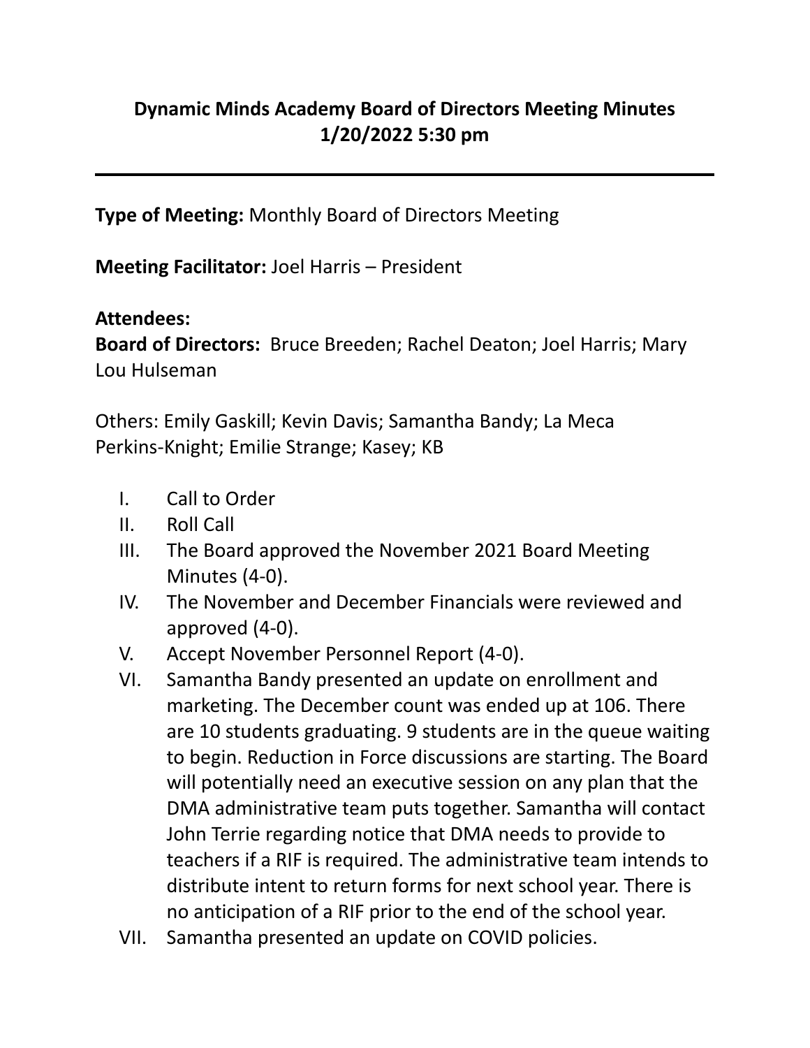# Dynamic Minds Academy Board of Directors Meeting Minutes
## 1/20/2022 5:30 pm

---

**Type of Meeting:** Monthly Board of Directors Meeting

**Meeting Facilitator:** Joel Harris – President

**Attendees:**

**Board of Directors:** Bruce Breeden; Rachel Deaton; Joel Harris; Mary Lou Hulseman

Others: Emily Gaskill; Kevin Davis; Samantha Bandy; La Meca Perkins-Knight; Emilie Strange; Kasey; KB

I. Call to Order
II. Roll Call
III. The Board approved the November 2021 Board Meeting Minutes (4-0).
IV. The November and December Financials were reviewed and approved (4-0).
V. Accept November Personnel Report (4-0).
VI. Samantha Bandy presented an update on enrollment and marketing. The December count was ended up at 106. There are 10 students graduating. 9 students are in the queue waiting to begin. Reduction in Force discussions are starting. The Board will potentially need an executive session on any plan that the DMA administrative team puts together. Samantha will contact John Terrie regarding notice that DMA needs to provide to teachers if a RIF is required. The administrative team intends to distribute intent to return forms for next school year. There is no anticipation of a RIF prior to the end of the school year.
VII. Samantha presented an update on COVID policies.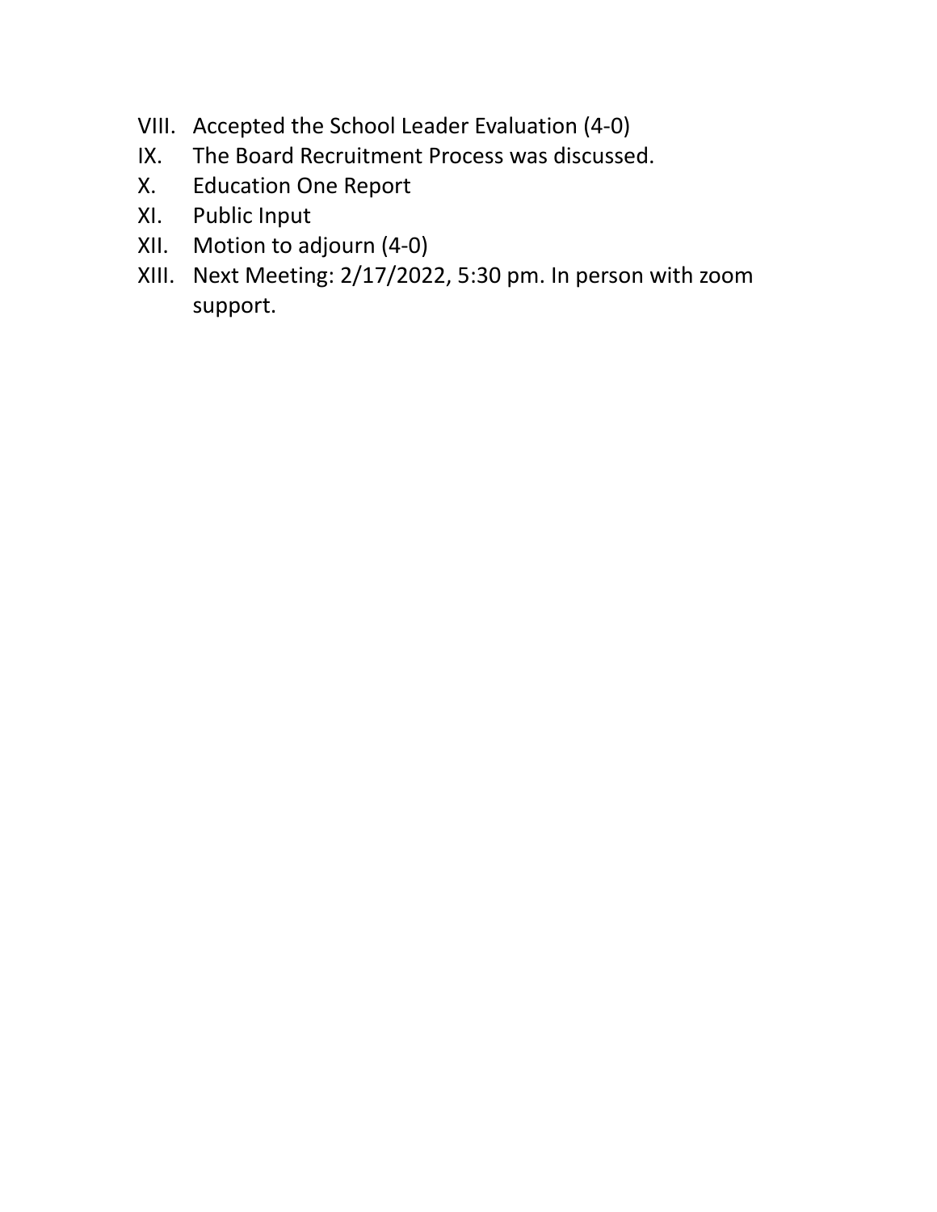VIII. Accepted the School Leader Evaluation (4-0)
IX. The Board Recruitment Process was discussed.
X. Education One Report
XI. Public Input
XII. Motion to adjourn (4-0)
XIII. Next Meeting: 2/17/2022, 5:30 pm. In person with zoom support.